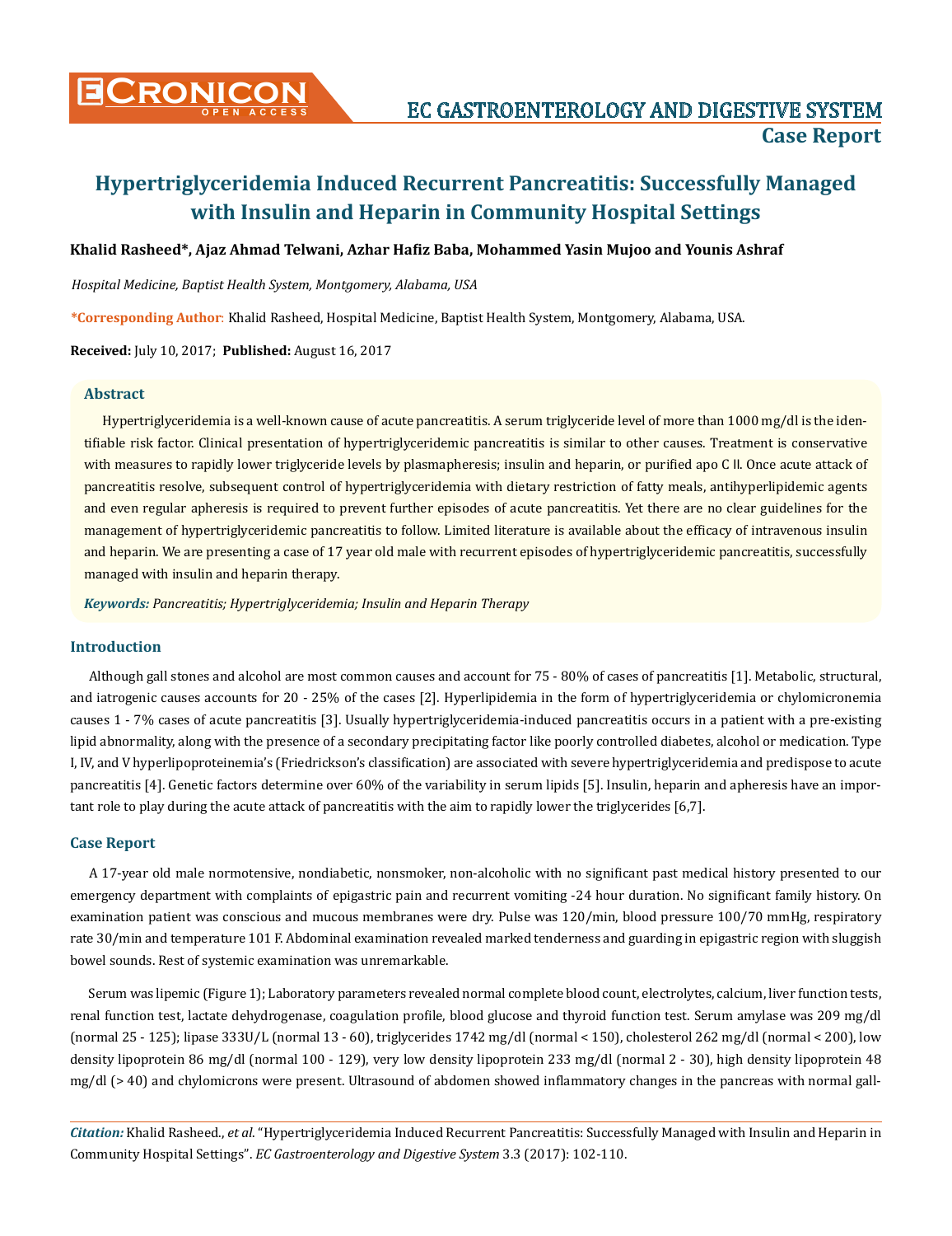# Hypertriglyceridemia Induced Recurrent Pancreatitis: Successfully Managed with Insulin and Heparin in Community Hospital Settings

**Khalid Rasheed\*, Ajaz Ahmad Telwani, Azhar Hafiz Baba, Mohammed Yasin Mujoo and Younis Ashraf**

*Hospital Medicine, Baptist Health System, Montgomery, Alabama, USA*

**\*Corresponding Author:** Khalid Rasheed, Hospital Medicine, Baptist Health System, Montgomery, Alabama, USA.

**Received:** July 10, 2017; **Published:** August 16, 2017

## Abstract

Hypertriglyceridemia is a well-known cause of acute pancreatitis. A serum triglyceride level of more than 1000 mg/dl is the identifiable risk factor. Clinical presentation of hypertriglyceridemic pancreatitis is similar to other causes. Treatment is conservative with measures to rapidly lower triglyceride levels by plasmapheresis; insulin and heparin, or purified apo C II. Once acute attack of pancreatitis resolve, subsequent control of hypertriglyceridemia with dietary restriction of fatty meals, antihyperlipidemic agents and even regular apheresis is required to prevent further episodes of acute pancreatitis. Yet there are no clear guidelines for the management of hypertriglyceridemic pancreatitis to follow. Limited literature is available about the efficacy of intravenous insulin and heparin. We are presenting a case of 17 year old male with recurrent episodes of hypertriglyceridemic pancreatitis, successfully managed with insulin and heparin therapy.

***Keywords:*** *Pancreatitis; Hypertriglyceridemia; Insulin and Heparin Therapy*

## Introduction

Although gall stones and alcohol are most common causes and account for 75 - 80% of cases of pancreatitis [1]. Metabolic, structural, and iatrogenic causes accounts for 20 - 25% of the cases [2]. Hyperlipidemia in the form of hypertriglyceridemia or chylomicronemia causes 1 - 7% cases of acute pancreatitis [3]. Usually hypertriglyceridemia-induced pancreatitis occurs in a patient with a pre-existing lipid abnormality, along with the presence of a secondary precipitating factor like poorly controlled diabetes, alcohol or medication. Type I, IV, and V hyperlipoproteinemia's (Friedrickson's classification) are associated with severe hypertriglyceridemia and predispose to acute pancreatitis [4]. Genetic factors determine over 60% of the variability in serum lipids [5]. Insulin, heparin and apheresis have an important role to play during the acute attack of pancreatitis with the aim to rapidly lower the triglycerides [6,7].

## Case Report

A 17-year old male normotensive, nondiabetic, nonsmoker, non-alcoholic with no significant past medical history presented to our emergency department with complaints of epigastric pain and recurrent vomiting -24 hour duration. No significant family history. On examination patient was conscious and mucous membranes were dry. Pulse was 120/min, blood pressure 100/70 mmHg, respiratory rate 30/min and temperature 101 F. Abdominal examination revealed marked tenderness and guarding in epigastric region with sluggish bowel sounds. Rest of systemic examination was unremarkable.

Serum was lipemic (Figure 1); Laboratory parameters revealed normal complete blood count, electrolytes, calcium, liver function tests, renal function test, lactate dehydrogenase, coagulation profile, blood glucose and thyroid function test. Serum amylase was 209 mg/dl (normal 25 - 125); lipase 333U/L (normal 13 - 60), triglycerides 1742 mg/dl (normal < 150), cholesterol 262 mg/dl (normal < 200), low density lipoprotein 86 mg/dl (normal 100 - 129), very low density lipoprotein 233 mg/dl (normal 2 - 30), high density lipoprotein 48 mg/dl (> 40) and chylomicrons were present. Ultrasound of abdomen showed inflammatory changes in the pancreas with normal gall-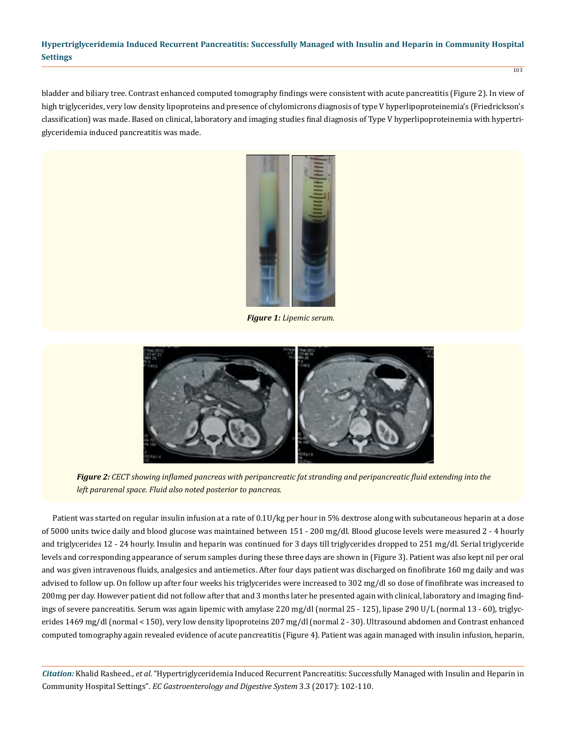bladder and biliary tree. Contrast enhanced computed tomography findings were consistent with acute pancreatitis (Figure 2). In view of high triglycerides, very low density lipoproteins and presence of chylomicrons diagnosis of type V hyperlipoproteinemia's (Friedrickson's classification) was made. Based on clinical, laboratory and imaging studies final diagnosis of Type V hyperlipoproteinemia with hypertriglyceridemia induced pancreatitis was made.

***Figure 1:*** *Lipemic serum.*

***Figure 2:*** *CECT showing inflamed pancreas with peripancreatic fat stranding and peripancreatic fluid extending into the left pararenal space. Fluid also noted posterior to pancreas.*

Patient was started on regular insulin infusion at a rate of 0.1U/kg per hour in 5% dextrose along with subcutaneous heparin at a dose of 5000 units twice daily and blood glucose was maintained between 151 - 200 mg/dl. Blood glucose levels were measured 2 - 4 hourly and triglycerides 12 - 24 hourly. Insulin and heparin was continued for 3 days till triglycerides dropped to 251 mg/dl. Serial triglyceride levels and corresponding appearance of serum samples during these three days are shown in (Figure 3). Patient was also kept nil per oral and was given intravenous fluids, analgesics and antiemetics. After four days patient was discharged on finofibrate 160 mg daily and was advised to follow up. On follow up after four weeks his triglycerides were increased to 302 mg/dl so dose of finofibrate was increased to 200mg per day. However patient did not follow after that and 3 months later he presented again with clinical, laboratory and imaging findings of severe pancreatitis. Serum was again lipemic with amylase 220 mg/dl (normal 25 - 125), lipase 290 U/L (normal 13 - 60), triglycerides 1469 mg/dl (normal < 150), very low density lipoproteins 207 mg/dl (normal 2 - 30). Ultrasound abdomen and Contrast enhanced computed tomography again revealed evidence of acute pancreatitis (Figure 4). Patient was again managed with insulin infusion, heparin,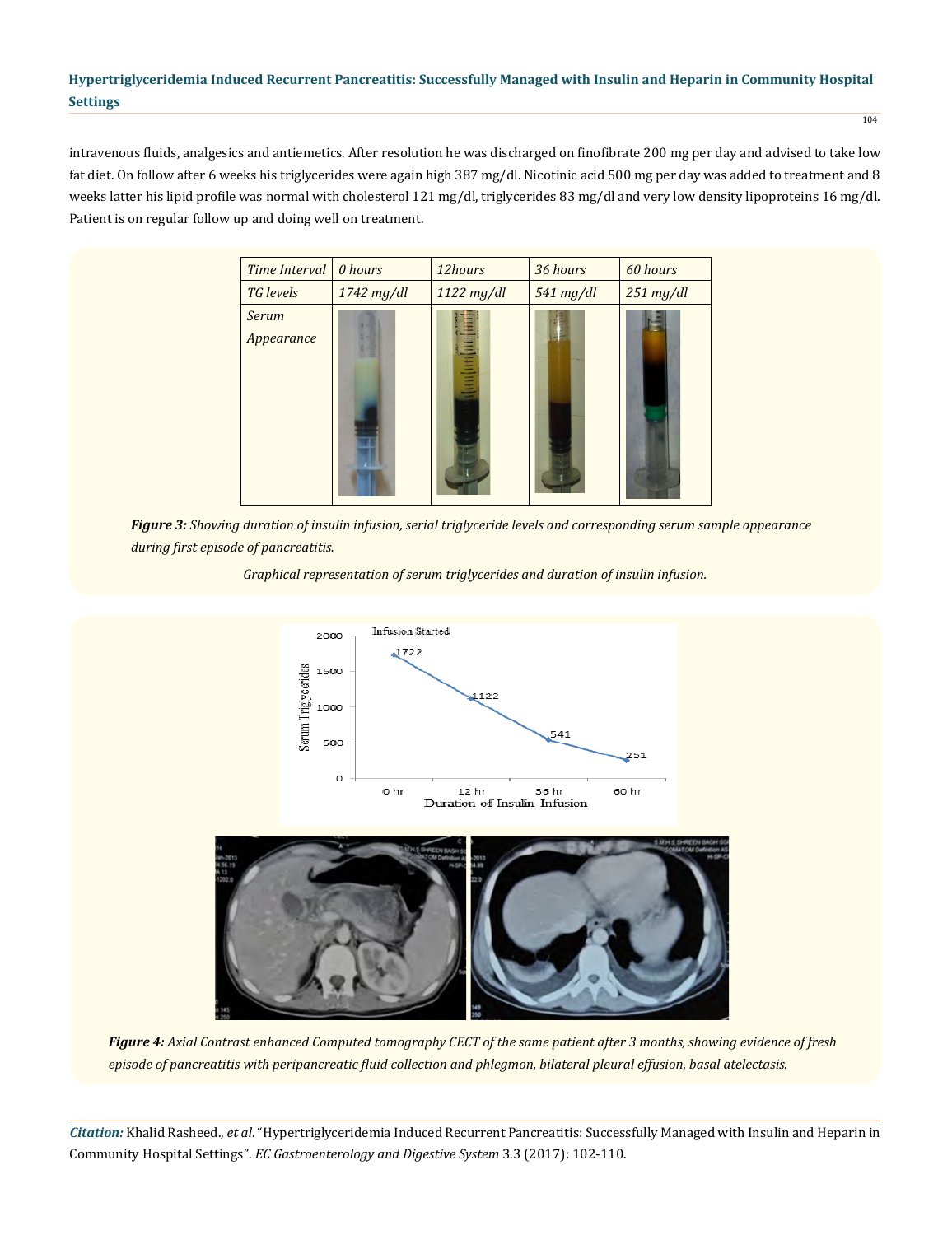intravenous fluids, analgesics and antiemetics. After resolution he was discharged on finofibrate 200 mg per day and advised to take low fat diet. On follow after 6 weeks his triglycerides were again high 387 mg/dl. Nicotinic acid 500 mg per day was added to treatment and 8 weeks latter his lipid profile was normal with cholesterol 121 mg/dl, triglycerides 83 mg/dl and very low density lipoproteins 16 mg/dl. Patient is on regular follow up and doing well on treatment.

| *Time Interval* | *0 hours* | *12hours* | *36 hours* | *60 hours* |
|---|---|---|---|---|
| *TG levels* | *1742 mg/dl* | *1122 mg/dl* | *541 mg/dl* | *251 mg/dl* |
| *Serum Appearance* | | | | |

***Figure 3:*** *Showing duration of insulin infusion, serial triglyceride levels and corresponding serum sample appearance during first episode of pancreatitis.*

*Graphical representation of serum triglycerides and duration of insulin infusion.*

***Figure 4:*** *Axial Contrast enhanced Computed tomography CECT of the same patient after 3 months, showing evidence of fresh episode of pancreatitis with peripancreatic fluid collection and phlegmon, bilateral pleural effusion, basal atelectasis.*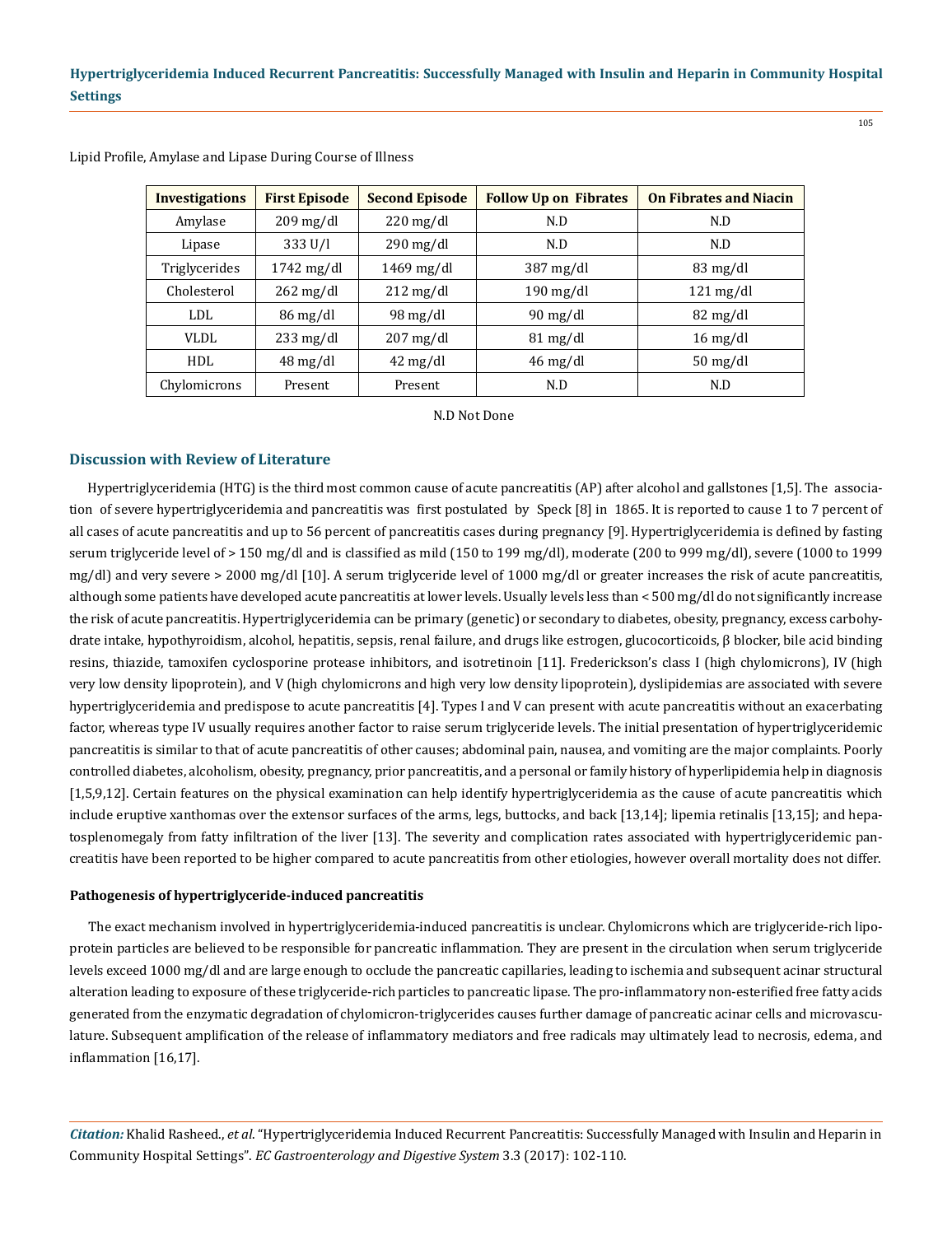Lipid Profile, Amylase and Lipase During Course of Illness

| Investigations | First Episode | Second Episode | Follow Up on Fibrates | On Fibrates and Niacin |
|---|---|---|---|---|
| Amylase | 209 mg/dl | 220 mg/dl | N.D | N.D |
| Lipase | 333 U/l | 290 mg/dl | N.D | N.D |
| Triglycerides | 1742 mg/dl | 1469 mg/dl | 387 mg/dl | 83 mg/dl |
| Cholesterol | 262 mg/dl | 212 mg/dl | 190 mg/dl | 121 mg/dl |
| LDL | 86 mg/dl | 98 mg/dl | 90 mg/dl | 82 mg/dl |
| VLDL | 233 mg/dl | 207 mg/dl | 81 mg/dl | 16 mg/dl |
| HDL | 48 mg/dl | 42 mg/dl | 46 mg/dl | 50 mg/dl |
| Chylomicrons | Present | Present | N.D | N.D |

N.D Not Done

## Discussion with Review of Literature

Hypertriglyceridemia (HTG) is the third most common cause of acute pancreatitis (AP) after alcohol and gallstones [1,5]. The association of severe hypertriglyceridemia and pancreatitis was first postulated by Speck [8] in 1865. It is reported to cause 1 to 7 percent of all cases of acute pancreatitis and up to 56 percent of pancreatitis cases during pregnancy [9]. Hypertriglyceridemia is defined by fasting serum triglyceride level of > 150 mg/dl and is classified as mild (150 to 199 mg/dl), moderate (200 to 999 mg/dl), severe (1000 to 1999 mg/dl) and very severe > 2000 mg/dl [10]. A serum triglyceride level of 1000 mg/dl or greater increases the risk of acute pancreatitis, although some patients have developed acute pancreatitis at lower levels. Usually levels less than < 500 mg/dl do not significantly increase the risk of acute pancreatitis. Hypertriglyceridemia can be primary (genetic) or secondary to diabetes, obesity, pregnancy, excess carbohydrate intake, hypothyroidism, alcohol, hepatitis, sepsis, renal failure, and drugs like estrogen, glucocorticoids, β blocker, bile acid binding resins, thiazide, tamoxifen cyclosporine protease inhibitors, and isotretinoin [11]. Frederickson's class I (high chylomicrons), IV (high very low density lipoprotein), and V (high chylomicrons and high very low density lipoprotein), dyslipidemias are associated with severe hypertriglyceridemia and predispose to acute pancreatitis [4]. Types I and V can present with acute pancreatitis without an exacerbating factor, whereas type IV usually requires another factor to raise serum triglyceride levels. The initial presentation of hypertriglyceridemic pancreatitis is similar to that of acute pancreatitis of other causes; abdominal pain, nausea, and vomiting are the major complaints. Poorly controlled diabetes, alcoholism, obesity, pregnancy, prior pancreatitis, and a personal or family history of hyperlipidemia help in diagnosis [1,5,9,12]. Certain features on the physical examination can help identify hypertriglyceridemia as the cause of acute pancreatitis which include eruptive xanthomas over the extensor surfaces of the arms, legs, buttocks, and back [13,14]; lipemia retinalis [13,15]; and hepatosplenomegaly from fatty infiltration of the liver [13]. The severity and complication rates associated with hypertriglyceridemic pancreatitis have been reported to be higher compared to acute pancreatitis from other etiologies, however overall mortality does not differ.

### Pathogenesis of hypertriglyceride-induced pancreatitis

The exact mechanism involved in hypertriglyceridemia-induced pancreatitis is unclear. Chylomicrons which are triglyceride-rich lipoprotein particles are believed to be responsible for pancreatic inflammation. They are present in the circulation when serum triglyceride levels exceed 1000 mg/dl and are large enough to occlude the pancreatic capillaries, leading to ischemia and subsequent acinar structural alteration leading to exposure of these triglyceride-rich particles to pancreatic lipase. The pro-inflammatory non-esterified free fatty acids generated from the enzymatic degradation of chylomicron-triglycerides causes further damage of pancreatic acinar cells and microvasculature. Subsequent amplification of the release of inflammatory mediators and free radicals may ultimately lead to necrosis, edema, and inflammation [16,17].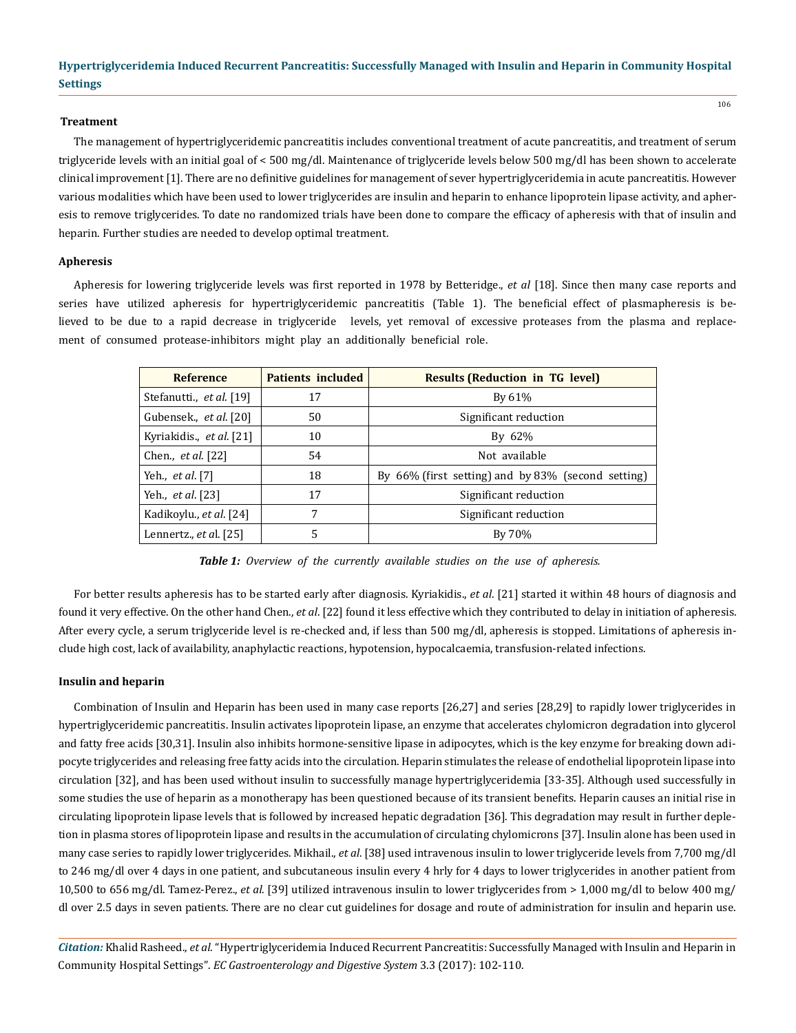### Treatment

The management of hypertriglyceridemic pancreatitis includes conventional treatment of acute pancreatitis, and treatment of serum triglyceride levels with an initial goal of < 500 mg/dl. Maintenance of triglyceride levels below 500 mg/dl has been shown to accelerate clinical improvement [1]. There are no definitive guidelines for management of sever hypertriglyceridemia in acute pancreatitis. However various modalities which have been used to lower triglycerides are insulin and heparin to enhance lipoprotein lipase activity, and apheresis to remove triglycerides. To date no randomized trials have been done to compare the efficacy of apheresis with that of insulin and heparin. Further studies are needed to develop optimal treatment.

### Apheresis

Apheresis for lowering triglyceride levels was first reported in 1978 by Betteridge., *et al* [18]. Since then many case reports and series have utilized apheresis for hypertriglyceridemic pancreatitis (Table 1). The beneficial effect of plasmapheresis is believed to be due to a rapid decrease in triglyceride levels, yet removal of excessive proteases from the plasma and replacement of consumed protease-inhibitors might play an additionally beneficial role.

| Reference | Patients included | Results (Reduction in TG level) |
|---|---|---|
| Stefanutti., *et al*. [19] | 17 | By 61% |
| Gubensek., *et al*. [20] | 50 | Significant reduction |
| Kyriakidis., *et al*. [21] | 10 | By 62% |
| Chen., *et al*. [22] | 54 | Not available |
| Yeh., *et al*. [7] | 18 | By 66% (first setting) and by 83% (second setting) |
| Yeh., *et al*. [23] | 17 | Significant reduction |
| Kadikoylu., *et al*. [24] | 7 | Significant reduction |
| Lennertz., *et al*. [25] | 5 | By 70% |

***Table 1:*** *Overview of the currently available studies on the use of apheresis.*

For better results apheresis has to be started early after diagnosis. Kyriakidis., *et al*. [21] started it within 48 hours of diagnosis and found it very effective. On the other hand Chen., *et al*. [22] found it less effective which they contributed to delay in initiation of apheresis. After every cycle, a serum triglyceride level is re-checked and, if less than 500 mg/dl, apheresis is stopped. Limitations of apheresis include high cost, lack of availability, anaphylactic reactions, hypotension, hypocalcaemia, transfusion-related infections.

### Insulin and heparin

Combination of Insulin and Heparin has been used in many case reports [26,27] and series [28,29] to rapidly lower triglycerides in hypertriglyceridemic pancreatitis. Insulin activates lipoprotein lipase, an enzyme that accelerates chylomicron degradation into glycerol and fatty free acids [30,31]. Insulin also inhibits hormone-sensitive lipase in adipocytes, which is the key enzyme for breaking down adipocyte triglycerides and releasing free fatty acids into the circulation. Heparin stimulates the release of endothelial lipoprotein lipase into circulation [32], and has been used without insulin to successfully manage hypertriglyceridemia [33-35]. Although used successfully in some studies the use of heparin as a monotherapy has been questioned because of its transient benefits. Heparin causes an initial rise in circulating lipoprotein lipase levels that is followed by increased hepatic degradation [36]. This degradation may result in further depletion in plasma stores of lipoprotein lipase and results in the accumulation of circulating chylomicrons [37]. Insulin alone has been used in many case series to rapidly lower triglycerides. Mikhail., *et al*. [38] used intravenous insulin to lower triglyceride levels from 7,700 mg/dl to 246 mg/dl over 4 days in one patient, and subcutaneous insulin every 4 hrly for 4 days to lower triglycerides in another patient from 10,500 to 656 mg/dl. Tamez-Perez., *et al*. [39] utilized intravenous insulin to lower triglycerides from > 1,000 mg/dl to below 400 mg/dl over 2.5 days in seven patients. There are no clear cut guidelines for dosage and route of administration for insulin and heparin use.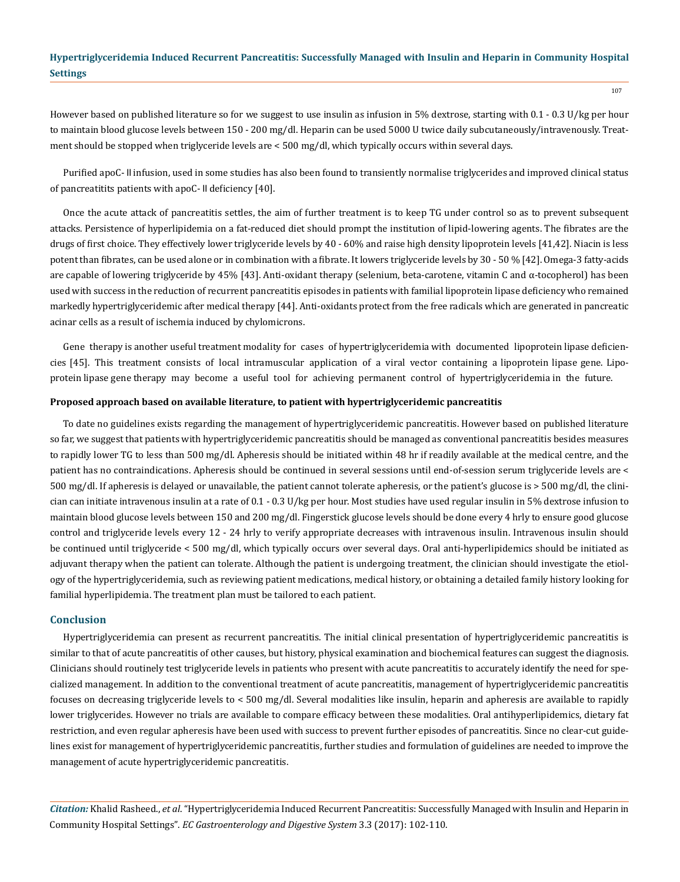However based on published literature so for we suggest to use insulin as infusion in 5% dextrose, starting with 0.1 - 0.3 U/kg per hour to maintain blood glucose levels between 150 - 200 mg/dl. Heparin can be used 5000 U twice daily subcutaneously/intravenously. Treatment should be stopped when triglyceride levels are < 500 mg/dl, which typically occurs within several days.

Purified apoC- Ⅱ infusion, used in some studies has also been found to transiently normalise triglycerides and improved clinical status of pancreatitits patients with apoC- Ⅱ deficiency [40].

Once the acute attack of pancreatitis settles, the aim of further treatment is to keep TG under control so as to prevent subsequent attacks. Persistence of hyperlipidemia on a fat-reduced diet should prompt the institution of lipid-lowering agents. The fibrates are the drugs of first choice. They effectively lower triglyceride levels by 40 - 60% and raise high density lipoprotein levels [41,42]. Niacin is less potent than fibrates, can be used alone or in combination with a fibrate. It lowers triglyceride levels by 30 - 50 % [42]. Omega-3 fatty-acids are capable of lowering triglyceride by 45% [43]. Anti-oxidant therapy (selenium, beta-carotene, vitamin C and α-tocopherol) has been used with success in the reduction of recurrent pancreatitis episodes in patients with familial lipoprotein lipase deficiency who remained markedly hypertriglyceridemic after medical therapy [44]. Anti-oxidants protect from the free radicals which are generated in pancreatic acinar cells as a result of ischemia induced by chylomicrons.

Gene therapy is another useful treatment modality for cases of hypertriglyceridemia with documented lipoprotein lipase deficiencies [45]. This treatment consists of local intramuscular application of a viral vector containing a lipoprotein lipase gene. Lipoprotein lipase gene therapy may become a useful tool for achieving permanent control of hypertriglyceridemia in the future.

**Proposed approach based on available literature, to patient with hypertriglyceridemic pancreatitis**

To date no guidelines exists regarding the management of hypertriglyceridemic pancreatitis. However based on published literature so far, we suggest that patients with hypertriglyceridemic pancreatitis should be managed as conventional pancreatitis besides measures to rapidly lower TG to less than 500 mg/dl. Apheresis should be initiated within 48 hr if readily available at the medical centre, and the patient has no contraindications. Apheresis should be continued in several sessions until end-of-session serum triglyceride levels are < 500 mg/dl. If apheresis is delayed or unavailable, the patient cannot tolerate apheresis, or the patient's glucose is > 500 mg/dl, the clinician can initiate intravenous insulin at a rate of 0.1 - 0.3 U/kg per hour. Most studies have used regular insulin in 5% dextrose infusion to maintain blood glucose levels between 150 and 200 mg/dl. Fingerstick glucose levels should be done every 4 hrly to ensure good glucose control and triglyceride levels every 12 - 24 hrly to verify appropriate decreases with intravenous insulin. Intravenous insulin should be continued until triglyceride < 500 mg/dl, which typically occurs over several days. Oral anti-hyperlipidemics should be initiated as adjuvant therapy when the patient can tolerate. Although the patient is undergoing treatment, the clinician should investigate the etiology of the hypertriglyceridemia, such as reviewing patient medications, medical history, or obtaining a detailed family history looking for familial hyperlipidemia. The treatment plan must be tailored to each patient.

## Conclusion

Hypertriglyceridemia can present as recurrent pancreatitis. The initial clinical presentation of hypertriglyceridemic pancreatitis is similar to that of acute pancreatitis of other causes, but history, physical examination and biochemical features can suggest the diagnosis. Clinicians should routinely test triglyceride levels in patients who present with acute pancreatitis to accurately identify the need for specialized management. In addition to the conventional treatment of acute pancreatitis, management of hypertriglyceridemic pancreatitis focuses on decreasing triglyceride levels to < 500 mg/dl. Several modalities like insulin, heparin and apheresis are available to rapidly lower triglycerides. However no trials are available to compare efficacy between these modalities. Oral antihyperlipidemics, dietary fat restriction, and even regular apheresis have been used with success to prevent further episodes of pancreatitis. Since no clear-cut guidelines exist for management of hypertriglyceridemic pancreatitis, further studies and formulation of guidelines are needed to improve the management of acute hypertriglyceridemic pancreatitis.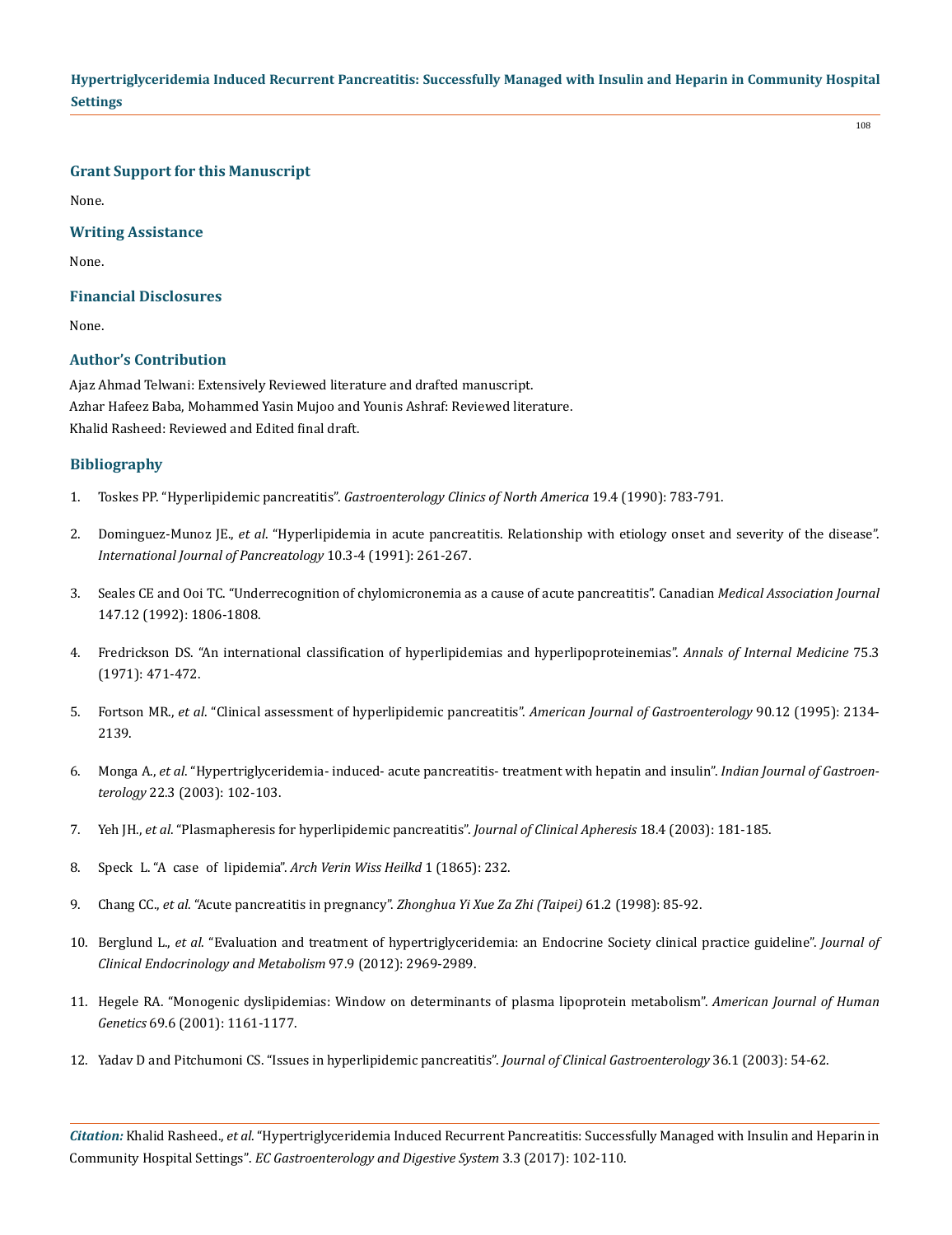### Grant Support for this Manuscript

None.

### Writing Assistance

None.

### Financial Disclosures

None.

### Author's Contribution

Ajaz Ahmad Telwani: Extensively Reviewed literature and drafted manuscript.
Azhar Hafeez Baba, Mohammed Yasin Mujoo and Younis Ashraf: Reviewed literature.
Khalid Rasheed: Reviewed and Edited final draft.

### Bibliography

1. Toskes PP. "Hyperlipidemic pancreatitis". *Gastroenterology Clinics of North America* 19.4 (1990): 783-791.
2. Dominguez-Munoz JE., *et al*. "Hyperlipidemia in acute pancreatitis. Relationship with etiology onset and severity of the disease". *International Journal of Pancreatology* 10.3-4 (1991): 261-267.
3. Seales CE and Ooi TC. "Underrecognition of chylomicronemia as a cause of acute pancreatitis". Canadian *Medical Association Journal* 147.12 (1992): 1806-1808.
4. Fredrickson DS. "An international classification of hyperlipidemias and hyperlipoproteinemias". *Annals of Internal Medicine* 75.3 (1971): 471-472.
5. Fortson MR., *et al*. "Clinical assessment of hyperlipidemic pancreatitis". *American Journal of Gastroenterology* 90.12 (1995): 2134-2139.
6. Monga A., *et al*. "Hypertriglyceridemia- induced- acute pancreatitis- treatment with hepatin and insulin". *Indian Journal of Gastroenterology* 22.3 (2003): 102-103.
7. Yeh JH., *et al*. "Plasmapheresis for hyperlipidemic pancreatitis". *Journal of Clinical Apheresis* 18.4 (2003): 181-185.
8. Speck L. "A case of lipidemia". *Arch Verin Wiss Heilkd* 1 (1865): 232.
9. Chang CC., *et al*. "Acute pancreatitis in pregnancy". *Zhonghua Yi Xue Za Zhi (Taipei)* 61.2 (1998): 85-92.
10. Berglund L., *et al*. "Evaluation and treatment of hypertriglyceridemia: an Endocrine Society clinical practice guideline". *Journal of Clinical Endocrinology and Metabolism* 97.9 (2012): 2969-2989.
11. Hegele RA. "Monogenic dyslipidemias: Window on determinants of plasma lipoprotein metabolism". *American Journal of Human Genetics* 69.6 (2001): 1161-1177.
12. Yadav D and Pitchumoni CS. "Issues in hyperlipidemic pancreatitis". *Journal of Clinical Gastroenterology* 36.1 (2003): 54-62.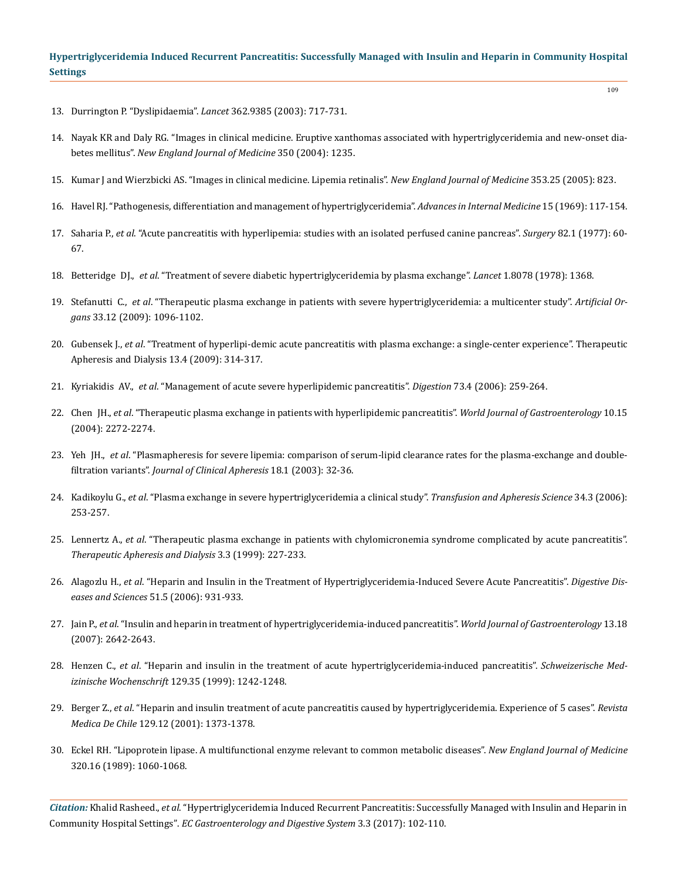13. Durrington P. "Dyslipidaemia". *Lancet* 362.9385 (2003): 717-731.

14. Nayak KR and Daly RG. "Images in clinical medicine. Eruptive xanthomas associated with hypertriglyceridemia and new-onset diabetes mellitus". *New England Journal of Medicine* 350 (2004): 1235.

15. Kumar J and Wierzbicki AS. "Images in clinical medicine. Lipemia retinalis". *New England Journal of Medicine* 353.25 (2005): 823.

16. Havel RJ. "Pathogenesis, differentiation and management of hypertriglyceridemia". *Advances in Internal Medicine* 15 (1969): 117-154.

17. Saharia P., *et al*. "Acute pancreatitis with hyperlipemia: studies with an isolated perfused canine pancreas". *Surgery* 82.1 (1977): 60-67.

18. Betteridge DJ., *et al*. "Treatment of severe diabetic hypertriglyceridemia by plasma exchange". *Lancet* 1.8078 (1978): 1368.

19. Stefanutti C., *et al*. "Therapeutic plasma exchange in patients with severe hypertriglyceridemia: a multicenter study". *Artificial Organs* 33.12 (2009): 1096-1102.

20. Gubensek J., *et al*. "Treatment of hyperlipi-demic acute pancreatitis with plasma exchange: a single-center experience". Therapeutic Apheresis and Dialysis 13.4 (2009): 314-317.

21. Kyriakidis AV., *et al*. "Management of acute severe hyperlipidemic pancreatitis". *Digestion* 73.4 (2006): 259-264.

22. Chen JH., *et al*. "Therapeutic plasma exchange in patients with hyperlipidemic pancreatitis". *World Journal of Gastroenterology* 10.15 (2004): 2272-2274.

23. Yeh JH., *et al*. "Plasmapheresis for severe lipemia: comparison of serum-lipid clearance rates for the plasma-exchange and double-filtration variants". *Journal of Clinical Apheresis* 18.1 (2003): 32-36.

24. Kadikoylu G., *et al*. "Plasma exchange in severe hypertriglyceridemia a clinical study". *Transfusion and Apheresis Science* 34.3 (2006): 253-257.

25. Lennertz A., *et al*. "Therapeutic plasma exchange in patients with chylomicronemia syndrome complicated by acute pancreatitis". *Therapeutic Apheresis and Dialysis* 3.3 (1999): 227-233.

26. Alagozlu H., *et al*. "Heparin and Insulin in the Treatment of Hypertriglyceridemia-Induced Severe Acute Pancreatitis". *Digestive Diseases and Sciences* 51.5 (2006): 931-933.

27. Jain P., *et al*. "Insulin and heparin in treatment of hypertriglyceridemia-induced pancreatitis". *World Journal of Gastroenterology* 13.18 (2007): 2642-2643.

28. Henzen C., *et al*. "Heparin and insulin in the treatment of acute hypertriglyceridemia-induced pancreatitis". *Schweizerische Medizinische Wochenschrift* 129.35 (1999): 1242-1248.

29. Berger Z., *et al*. "Heparin and insulin treatment of acute pancreatitis caused by hypertriglyceridemia. Experience of 5 cases". *Revista Medica De Chile* 129.12 (2001): 1373-1378.

30. Eckel RH. "Lipoprotein lipase. A multifunctional enzyme relevant to common metabolic diseases". *New England Journal of Medicine* 320.16 (1989): 1060-1068.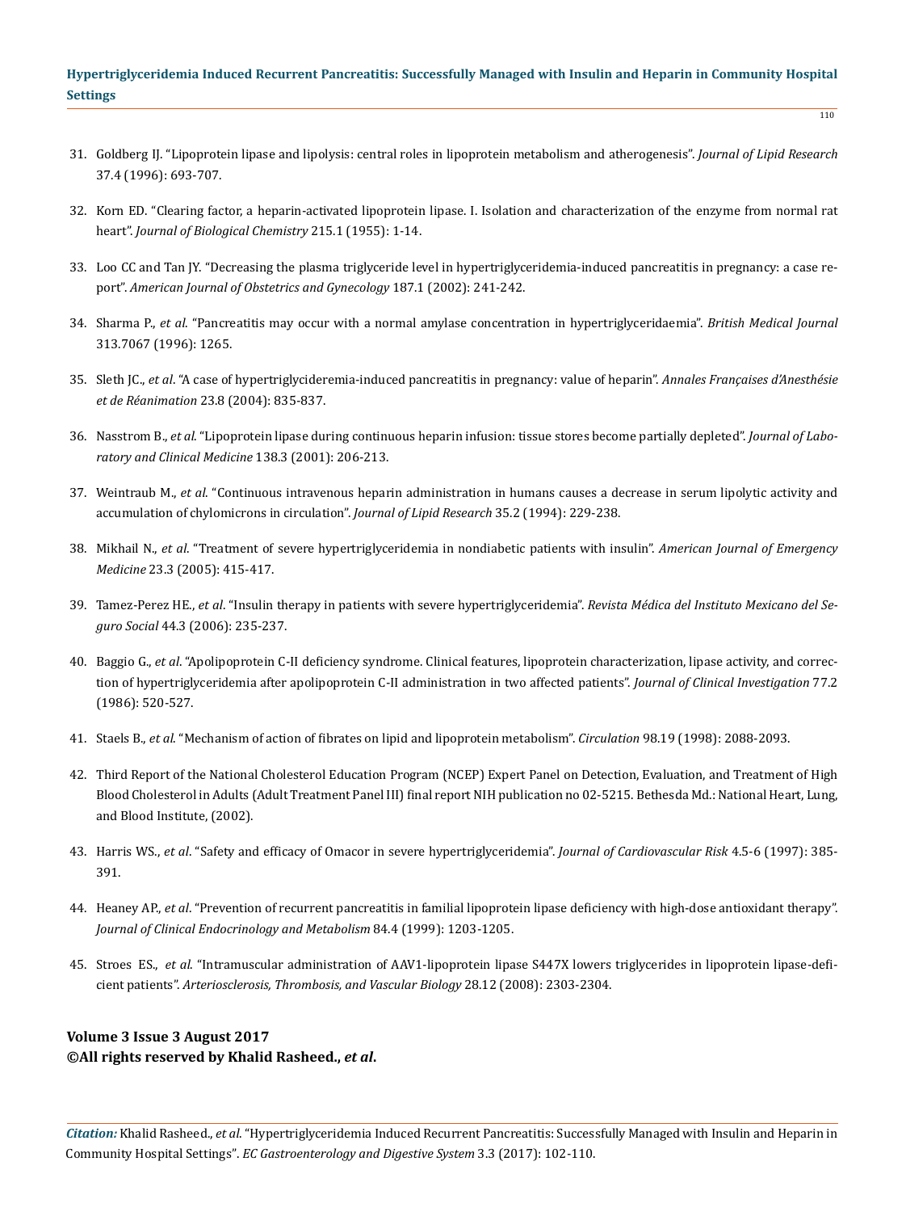31. Goldberg IJ. "Lipoprotein lipase and lipolysis: central roles in lipoprotein metabolism and atherogenesis". *Journal of Lipid Research* 37.4 (1996): 693-707.

32. Korn ED. "Clearing factor, a heparin-activated lipoprotein lipase. I. Isolation and characterization of the enzyme from normal rat heart". *Journal of Biological Chemistry* 215.1 (1955): 1-14.

33. Loo CC and Tan JY. "Decreasing the plasma triglyceride level in hypertriglyceridemia-induced pancreatitis in pregnancy: a case report". *American Journal of Obstetrics and Gynecology* 187.1 (2002): 241-242.

34. Sharma P., *et al*. "Pancreatitis may occur with a normal amylase concentration in hypertriglyceridaemia". *British Medical Journal* 313.7067 (1996): 1265.

35. Sleth JC., *et al*. "A case of hypertriglycideremia-induced pancreatitis in pregnancy: value of heparin". *Annales Françaises d'Anesthésie et de Réanimation* 23.8 (2004): 835-837.

36. Nasstrom B., *et al*. "Lipoprotein lipase during continuous heparin infusion: tissue stores become partially depleted". *Journal of Laboratory and Clinical Medicine* 138.3 (2001): 206-213.

37. Weintraub M., *et al*. "Continuous intravenous heparin administration in humans causes a decrease in serum lipolytic activity and accumulation of chylomicrons in circulation". *Journal of Lipid Research* 35.2 (1994): 229-238.

38. Mikhail N., *et al*. "Treatment of severe hypertriglyceridemia in nondiabetic patients with insulin". *American Journal of Emergency Medicine* 23.3 (2005): 415-417.

39. Tamez-Perez HE., *et al*. "Insulin therapy in patients with severe hypertriglyceridemia". *Revista Médica del Instituto Mexicano del Seguro Social* 44.3 (2006): 235-237.

40. Baggio G., *et al*. "Apolipoprotein C-II deficiency syndrome. Clinical features, lipoprotein characterization, lipase activity, and correction of hypertriglyceridemia after apolipoprotein C-II administration in two affected patients". *Journal of Clinical Investigation* 77.2 (1986): 520-527.

41. Staels B., *et al*. "Mechanism of action of fibrates on lipid and lipoprotein metabolism". *Circulation* 98.19 (1998): 2088-2093.

42. Third Report of the National Cholesterol Education Program (NCEP) Expert Panel on Detection, Evaluation, and Treatment of High Blood Cholesterol in Adults (Adult Treatment Panel III) final report NIH publication no 02-5215. Bethesda Md.: National Heart, Lung, and Blood Institute, (2002).

43. Harris WS., *et al*. "Safety and efficacy of Omacor in severe hypertriglyceridemia". *Journal of Cardiovascular Risk* 4.5-6 (1997): 385-391.

44. Heaney AP., *et al*. "Prevention of recurrent pancreatitis in familial lipoprotein lipase deficiency with high-dose antioxidant therapy". *Journal of Clinical Endocrinology and Metabolism* 84.4 (1999): 1203-1205.

45. Stroes ES., *et al*. "Intramuscular administration of AAV1-lipoprotein lipase S447X lowers triglycerides in lipoprotein lipase-deficient patients". *Arteriosclerosis, Thrombosis, and Vascular Biology* 28.12 (2008): 2303-2304.

**Volume 3 Issue 3 August 2017**
**©All rights reserved by Khalid Rasheed., *et al*.**